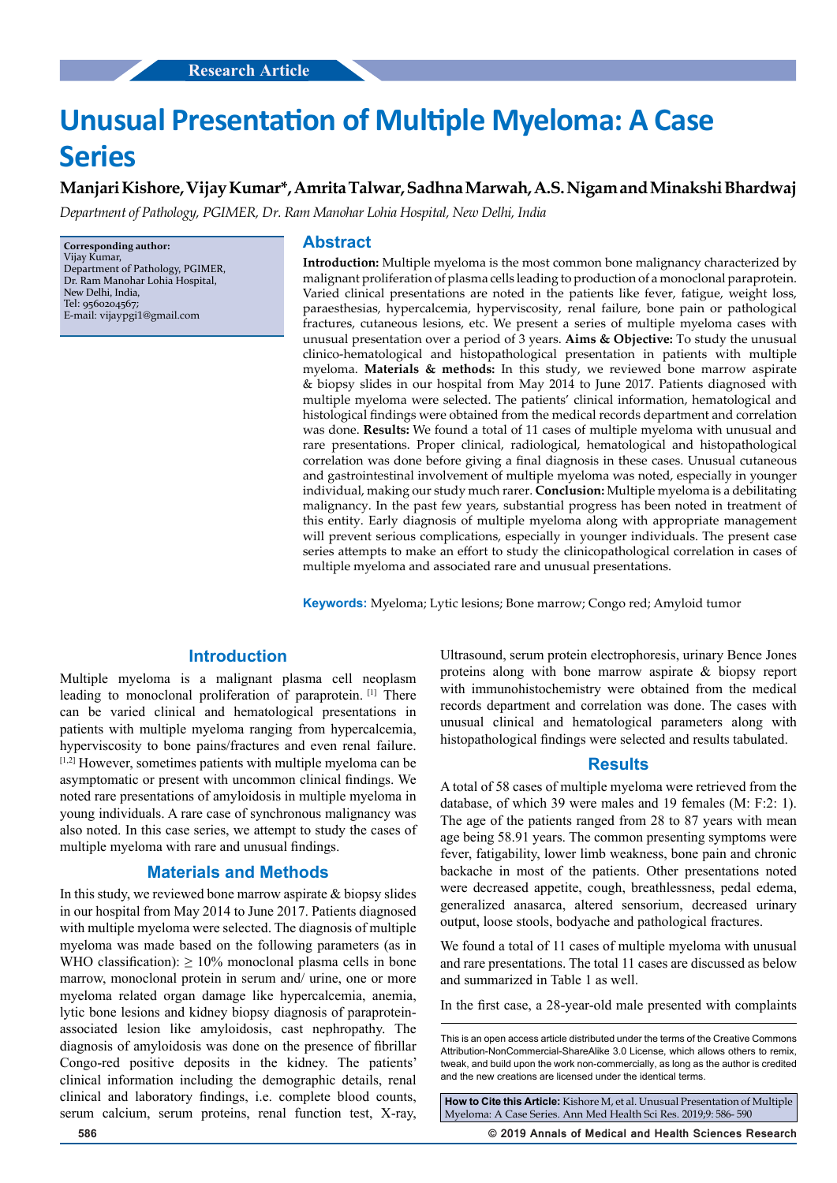Research Article

# Unusual Presentation of Multiple Myeloma: A Case Series

**Manjari Kishore, Vijay Kumar*, Amrita Talwar, Sadhna Marwah, A.S. Nigam and Minakshi Bhardwaj**

*Department of Pathology, PGIMER, Dr. Ram Manohar Lohia Hospital, New Delhi, India*

**Corresponding author:**
Vijay Kumar,
Department of Pathology, PGIMER,
Dr. Ram Manohar Lohia Hospital,
New Delhi, India,
Tel: 9560204567;
E-mail: vijaypgi1@gmail.com

## Abstract

**Introduction:** Multiple myeloma is the most common bone malignancy characterized by malignant proliferation of plasma cells leading to production of a monoclonal paraprotein. Varied clinical presentations are noted in the patients like fever, fatigue, weight loss, paraesthesias, hypercalcemia, hyperviscosity, renal failure, bone pain or pathological fractures, cutaneous lesions, etc. We present a series of multiple myeloma cases with unusual presentation over a period of 3 years. **Aims & Objective:** To study the unusual clinico-hematological and histopathological presentation in patients with multiple myeloma. **Materials & methods:** In this study, we reviewed bone marrow aspirate & biopsy slides in our hospital from May 2014 to June 2017. Patients diagnosed with multiple myeloma were selected. The patients' clinical information, hematological and histological findings were obtained from the medical records department and correlation was done. **Results:** We found a total of 11 cases of multiple myeloma with unusual and rare presentations. Proper clinical, radiological, hematological and histopathological correlation was done before giving a final diagnosis in these cases. Unusual cutaneous and gastrointestinal involvement of multiple myeloma was noted, especially in younger individual, making our study much rarer. **Conclusion:** Multiple myeloma is a debilitating malignancy. In the past few years, substantial progress has been noted in treatment of this entity. Early diagnosis of multiple myeloma along with appropriate management will prevent serious complications, especially in younger individuals. The present case series attempts to make an effort to study the clinicopathological correlation in cases of multiple myeloma and associated rare and unusual presentations.

**Keywords:** Myeloma; Lytic lesions; Bone marrow; Congo red; Amyloid tumor

## Introduction

Multiple myeloma is a malignant plasma cell neoplasm leading to monoclonal proliferation of paraprotein. [1] There can be varied clinical and hematological presentations in patients with multiple myeloma ranging from hypercalcemia, hyperviscosity to bone pains/fractures and even renal failure. [1,2] However, sometimes patients with multiple myeloma can be asymptomatic or present with uncommon clinical findings. We noted rare presentations of amyloidosis in multiple myeloma in young individuals. A rare case of synchronous malignancy was also noted. In this case series, we attempt to study the cases of multiple myeloma with rare and unusual findings.

## Materials and Methods

In this study, we reviewed bone marrow aspirate & biopsy slides in our hospital from May 2014 to June 2017. Patients diagnosed with multiple myeloma were selected. The diagnosis of multiple myeloma was made based on the following parameters (as in WHO classification): ≥ 10% monoclonal plasma cells in bone marrow, monoclonal protein in serum and/ urine, one or more myeloma related organ damage like hypercalcemia, anemia, lytic bone lesions and kidney biopsy diagnosis of paraprotein-associated lesion like amyloidosis, cast nephropathy. The diagnosis of amyloidosis was done on the presence of fibrillar Congo-red positive deposits in the kidney. The patients' clinical information including the demographic details, renal clinical and laboratory findings, i.e. complete blood counts, serum calcium, serum proteins, renal function test, X-ray, Ultrasound, serum protein electrophoresis, urinary Bence Jones proteins along with bone marrow aspirate & biopsy report with immunohistochemistry were obtained from the medical records department and correlation was done. The cases with unusual clinical and hematological parameters along with histopathological findings were selected and results tabulated.

## Results

A total of 58 cases of multiple myeloma were retrieved from the database, of which 39 were males and 19 females (M: F:2: 1). The age of the patients ranged from 28 to 87 years with mean age being 58.91 years. The common presenting symptoms were fever, fatigability, lower limb weakness, bone pain and chronic backache in most of the patients. Other presentations noted were decreased appetite, cough, breathlessness, pedal edema, generalized anasarca, altered sensorium, decreased urinary output, loose stools, bodyache and pathological fractures.

We found a total of 11 cases of multiple myeloma with unusual and rare presentations. The total 11 cases are discussed as below and summarized in Table 1 as well.

In the first case, a 28-year-old male presented with complaints

This is an open access article distributed under the terms of the Creative Commons Attribution-NonCommercial-ShareAlike 3.0 License, which allows others to remix, tweak, and build upon the work non-commercially, as long as the author is credited and the new creations are licensed under the identical terms.

**How to Cite this Article:** Kishore M, et al. Unusual Presentation of Multiple Myeloma: A Case Series. Ann Med Health Sci Res. 2019;9: 586- 590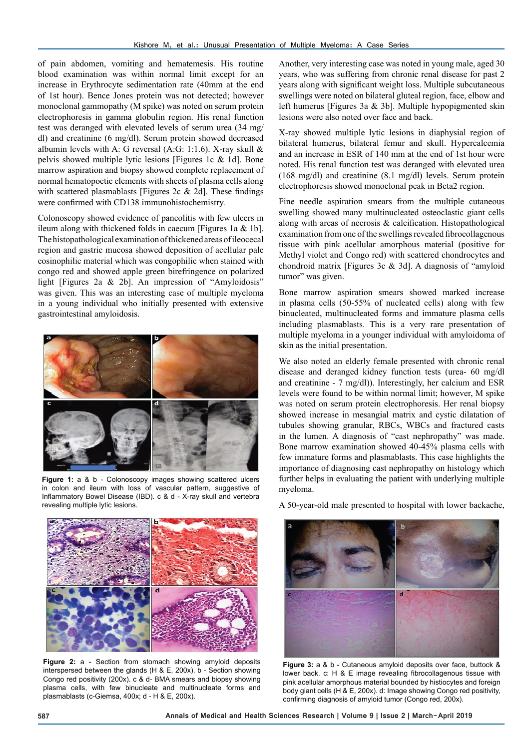of pain abdomen, vomiting and hematemesis. His routine blood examination was within normal limit except for an increase in Erythrocyte sedimentation rate (40mm at the end of 1st hour). Bence Jones protein was not detected; however monoclonal gammopathy (M spike) was noted on serum protein electrophoresis in gamma globulin region. His renal function test was deranged with elevated levels of serum urea (34 mg/dl) and creatinine (6 mg/dl). Serum protein showed decreased albumin levels with A: G reversal (A:G: 1:1.6). X-ray skull & pelvis showed multiple lytic lesions [Figures 1c & 1d]. Bone marrow aspiration and biopsy showed complete replacement of normal hematopoetic elements with sheets of plasma cells along with scattered plasmablasts [Figures 2c & 2d]. These findings were confirmed with CD138 immunohistochemistry.

Colonoscopy showed evidence of pancolitis with few ulcers in ileum along with thickened folds in caecum [Figures 1a & 1b]. The histopathological examination of thickened areas of ileocecal region and gastric mucosa showed deposition of acellular pale eosinophilic material which was congophilic when stained with congo red and showed apple green birefringence on polarized light [Figures 2a & 2b]. An impression of "Amyloidosis" was given. This was an interesting case of multiple myeloma in a young individual who initially presented with extensive gastrointestinal amyloidosis.

**Figure 1:** a & b - Colonoscopy images showing scattered ulcers in colon and ileum with loss of vascular pattern, suggestive of Inflammatory Bowel Disease (IBD). c & d - X-ray skull and vertebra revealing multiple lytic lesions.

**Figure 2:** a - Section from stomach showing amyloid deposits interspersed between the glands (H & E, 200x). b - Section showing Congo red positivity (200x). c & d- BMA smears and biopsy showing plasma cells, with few binucleate and multinucleate forms and plasmablasts (c-Giemsa, 400x; d - H & E, 200x).

Another, very interesting case was noted in young male, aged 30 years, who was suffering from chronic renal disease for past 2 years along with significant weight loss. Multiple subcutaneous swellings were noted on bilateral gluteal region, face, elbow and left humerus [Figures 3a & 3b]. Multiple hypopigmented skin lesions were also noted over face and back.

X-ray showed multiple lytic lesions in diaphysial region of bilateral humerus, bilateral femur and skull. Hypercalcemia and an increase in ESR of 140 mm at the end of 1st hour were noted. His renal function test was deranged with elevated urea (168 mg/dl) and creatinine (8.1 mg/dl) levels. Serum protein electrophoresis showed monoclonal peak in Beta2 region.

Fine needle aspiration smears from the multiple cutaneous swelling showed many multinucleated osteoclastic giant cells along with areas of necrosis & calcification. Histopathological examination from one of the swellings revealed fibrocollagenous tissue with pink acellular amorphous material (positive for Methyl violet and Congo red) with scattered chondrocytes and chondroid matrix [Figures 3c & 3d]. A diagnosis of "amyloid tumor" was given.

Bone marrow aspiration smears showed marked increase in plasma cells (50-55% of nucleated cells) along with few binucleated, multinucleated forms and immature plasma cells including plasmablasts. This is a very rare presentation of multiple myeloma in a younger individual with amyloidoma of skin as the initial presentation.

We also noted an elderly female presented with chronic renal disease and deranged kidney function tests (urea- 60 mg/dl and creatinine - 7 mg/dl)). Interestingly, her calcium and ESR levels were found to be within normal limit; however, M spike was noted on serum protein electrophoresis. Her renal biopsy showed increase in mesangial matrix and cystic dilatation of tubules showing granular, RBCs, WBCs and fractured casts in the lumen. A diagnosis of "cast nephropathy" was made. Bone marrow examination showed 40-45% plasma cells with few immature forms and plasmablasts. This case highlights the importance of diagnosing cast nephropathy on histology which further helps in evaluating the patient with underlying multiple myeloma.

A 50-year-old male presented to hospital with lower backache,

**Figure 3:** a & b - Cutaneous amyloid deposits over face, buttock & lower back. c: H & E image revealing fibrocollagenous tissue with pink acellular amorphous material bounded by histiocytes and foreign body giant cells (H & E, 200x). d: Image showing Congo red positivity, confirming diagnosis of amyloid tumor (Congo red, 200x).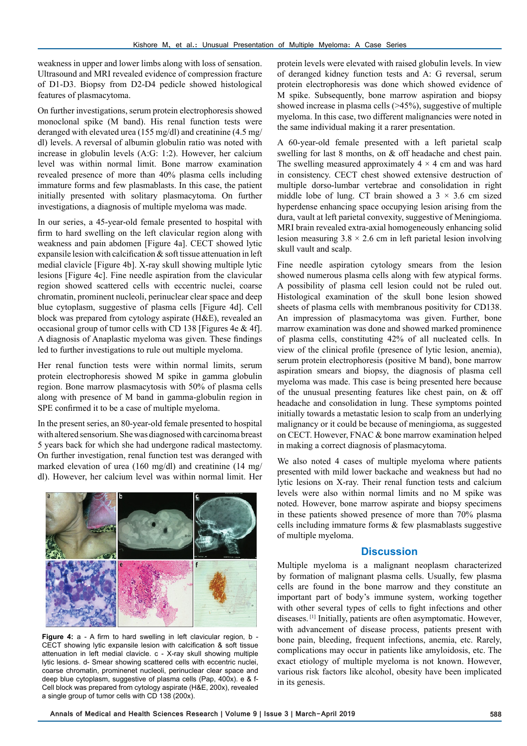weakness in upper and lower limbs along with loss of sensation. Ultrasound and MRI revealed evidence of compression fracture of D1-D3. Biopsy from D2-D4 pedicle showed histological features of plasmacytoma.

On further investigations, serum protein electrophoresis showed monoclonal spike (M band). His renal function tests were deranged with elevated urea (155 mg/dl) and creatinine (4.5 mg/dl) levels. A reversal of albumin globulin ratio was noted with increase in globulin levels (A:G: 1:2). However, her calcium level was within normal limit. Bone marrow examination revealed presence of more than 40% plasma cells including immature forms and few plasmablasts. In this case, the patient initially presented with solitary plasmacytoma. On further investigations, a diagnosis of multiple myeloma was made.

In our series, a 45-year-old female presented to hospital with firm to hard swelling on the left clavicular region along with weakness and pain abdomen [Figure 4a]. CECT showed lytic expansile lesion with calcification & soft tissue attenuation in left medial clavicle [Figure 4b]. X-ray skull showing multiple lytic lesions [Figure 4c]. Fine needle aspiration from the clavicular region showed scattered cells with eccentric nuclei, coarse chromatin, prominent nucleoli, perinuclear clear space and deep blue cytoplasm, suggestive of plasma cells [Figure 4d]. Cell block was prepared from cytology aspirate (H&E), revealed an occasional group of tumor cells with CD 138 [Figures 4e & 4f]. A diagnosis of Anaplastic myeloma was given. These findings led to further investigations to rule out multiple myeloma.

Her renal function tests were within normal limits, serum protein electrophoresis showed M spike in gamma globulin region. Bone marrow plasmacytosis with 50% of plasma cells along with presence of M band in gamma-globulin region in SPE confirmed it to be a case of multiple myeloma.

In the present series, an 80-year-old female presented to hospital with altered sensorium. She was diagnosed with carcinoma breast 5 years back for which she had undergone radical mastectomy. On further investigation, renal function test was deranged with marked elevation of urea (160 mg/dl) and creatinine (14 mg/dl). However, her calcium level was within normal limit. Her

**Figure 4:** a - A firm to hard swelling in left clavicular region, b - CECT showing lytic expansile lesion with calcification & soft tissue attenuation in left medial clavicle. c - X-ray skull showing multiple lytic lesions. d- Smear showing scattered cells with eccentric nuclei, coarse chromatin, prominenet nucleoli, perinuclear clear space and deep blue cytoplasm, suggestive of plasma cells (Pap, 400x). e & f- Cell block was prepared from cytology aspirate (H&E, 200x), revealed a single group of tumor cells with CD 138 (200x).

protein levels were elevated with raised globulin levels. In view of deranged kidney function tests and A: G reversal, serum protein electrophoresis was done which showed evidence of M spike. Subsequently, bone marrow aspiration and biopsy showed increase in plasma cells (>45%), suggestive of multiple myeloma. In this case, two different malignancies were noted in the same individual making it a rarer presentation.

A 60-year-old female presented with a left parietal scalp swelling for last 8 months, on & off headache and chest pain. The swelling measured approximately 4 × 4 cm and was hard in consistency. CECT chest showed extensive destruction of multiple dorso-lumbar vertebrae and consolidation in right middle lobe of lung. CT brain showed a 3 × 3.6 cm sized hyperdense enhancing space occupying lesion arising from the dura, vault at left parietal convexity, suggestive of Meningioma. MRI brain revealed extra-axial homogeneously enhancing solid lesion measuring 3.8 × 2.6 cm in left parietal lesion involving skull vault and scalp.

Fine needle aspiration cytology smears from the lesion showed numerous plasma cells along with few atypical forms. A possibility of plasma cell lesion could not be ruled out. Histological examination of the skull bone lesion showed sheets of plasma cells with membranous positivity for CD138. An impression of plasmacytoma was given. Further, bone marrow examination was done and showed marked prominence of plasma cells, constituting 42% of all nucleated cells. In view of the clinical profile (presence of lytic lesion, anemia), serum protein electrophoresis (positive M band), bone marrow aspiration smears and biopsy, the diagnosis of plasma cell myeloma was made. This case is being presented here because of the unusual presenting features like chest pain, on & off headache and consolidation in lung. These symptoms pointed initially towards a metastatic lesion to scalp from an underlying malignancy or it could be because of meningioma, as suggested on CECT. However, FNAC & bone marrow examination helped in making a correct diagnosis of plasmacytoma.

We also noted 4 cases of multiple myeloma where patients presented with mild lower backache and weakness but had no lytic lesions on X-ray. Their renal function tests and calcium levels were also within normal limits and no M spike was noted. However, bone marrow aspirate and biopsy specimens in these patients showed presence of more than 70% plasma cells including immature forms & few plasmablasts suggestive of multiple myeloma.

## Discussion

Multiple myeloma is a malignant neoplasm characterized by formation of malignant plasma cells. Usually, few plasma cells are found in the bone marrow and they constitute an important part of body's immune system, working together with other several types of cells to fight infections and other diseases.[1] Initially, patients are often asymptomatic. However, with advancement of disease process, patients present with bone pain, bleeding, frequent infections, anemia, etc. Rarely, complications may occur in patients like amyloidosis, etc. The exact etiology of multiple myeloma is not known. However, various risk factors like alcohol, obesity have been implicated in its genesis.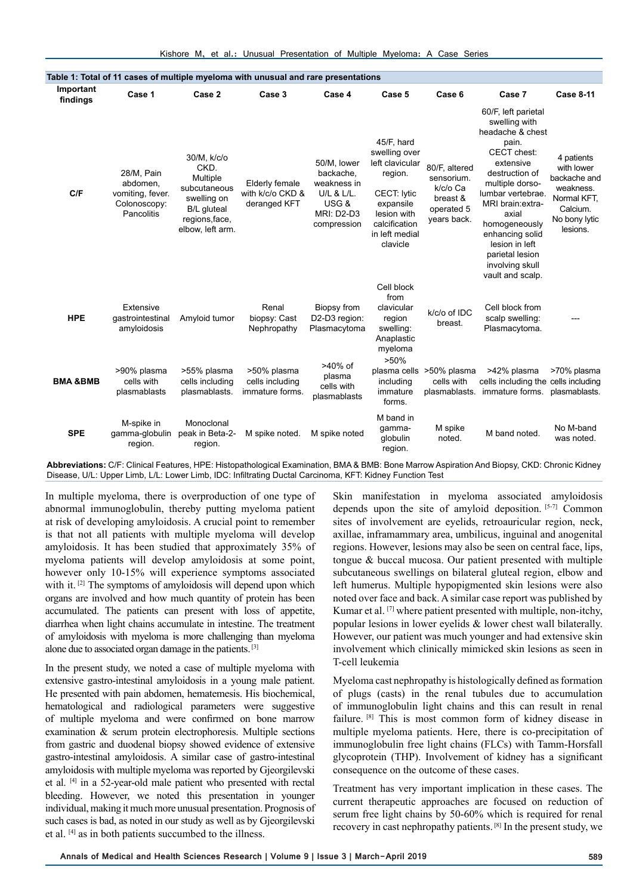**Table 1: Total of 11 cases of multiple myeloma with unusual and rare presentations**

| Important findings | Case 1 | Case 2 | Case 3 | Case 4 | Case 5 | Case 6 | Case 7 | Case 8-11 |
|---|---|---|---|---|---|---|---|---|
| C/F | 28/M, Pain abdomen, vomiting, fever. Colonoscopy: Pancolitis | 30/M, k/c/o CKD. Multiple subcutaneous swelling on B/L gluteal regions,face, elbow, left arm. | Elderly female with k/c/o CKD & deranged KFT | 50/M, lower backache, weakness in U/L & L/L. USG & MRI: D2-D3 compression | 45/F, hard swelling over left clavicular region. CECT: lytic expansile lesion with calcification in left medial clavicle | 80/F, altered sensorium. k/c/o Ca breast & operated 5 years back. | 60/F, left parietal swelling with headache & chest pain. CECT chest: extensive destruction of multiple dorso-lumbar vertebrae. MRI brain:extra-axial homogeneously enhancing solid lesion in left parietal lesion involving skull vault and scalp. | 4 patients with lower backache and weakness. Normal KFT, Calcium. No bony lytic lesions. |
| HPE | Extensive gastrointestinal amyloidosis | Amyloid tumor | Renal biopsy: Cast Nephropathy | Biopsy from D2-D3 region: Plasmacytoma | Cell block from clavicular region swelling: Anaplastic myeloma | k/c/o of IDC breast. | Cell block from scalp swelling: Plasmacytoma. | --- |
| BMA &BMB | >90% plasma cells with plasmablasts | >55% plasma cells including plasmablasts. | >50% plasma cells including immature forms. | >40% of plasma cells with plasmablasts | >50% plasma cells including immature forms. | >50% plasma cells with plasmablasts. | >42% plasma cells including the immature forms. | >70% plasma cells including plasmablasts. |
| SPE | M-spike in gamma-globulin region. | Monoclonal peak in Beta-2-region. | M spike noted. | M spike noted | M band in gamma-globulin region. | M spike noted. | M band noted. | No M-band was noted. |

**Abbreviations:** C/F: Clinical Features, HPE: Histopathological Examination, BMA & BMB: Bone Marrow Aspiration And Biopsy, CKD: Chronic Kidney Disease, U/L: Upper Limb, L/L: Lower Limb, IDC: Infiltrating Ductal Carcinoma, KFT: Kidney Function Test

In multiple myeloma, there is overproduction of one type of abnormal immunoglobulin, thereby putting myeloma patient at risk of developing amyloidosis. A crucial point to remember is that not all patients with multiple myeloma will develop amyloidosis. It has been studied that approximately 35% of myeloma patients will develop amyloidosis at some point, however only 10-15% will experience symptoms associated with it. [2] The symptoms of amyloidosis will depend upon which organs are involved and how much quantity of protein has been accumulated. The patients can present with loss of appetite, diarrhea when light chains accumulate in intestine. The treatment of amyloidosis with myeloma is more challenging than myeloma alone due to associated organ damage in the patients. [3]

In the present study, we noted a case of multiple myeloma with extensive gastro-intestinal amyloidosis in a young male patient. He presented with pain abdomen, hematemesis. His biochemical, hematological and radiological parameters were suggestive of multiple myeloma and were confirmed on bone marrow examination & serum protein electrophoresis. Multiple sections from gastric and duodenal biopsy showed evidence of extensive gastro-intestinal amyloidosis. A similar case of gastro-intestinal amyloidosis with multiple myeloma was reported by Gjeorgilevski et al. [4] in a 52-year-old male patient who presented with rectal bleeding. However, we noted this presentation in younger individual, making it much more unusual presentation. Prognosis of such cases is bad, as noted in our study as well as by Gjeorgilevski et al. [4] as in both patients succumbed to the illness.

Skin manifestation in myeloma associated amyloidosis depends upon the site of amyloid deposition. [5-7] Common sites of involvement are eyelids, retroauricular region, neck, axillae, inframammary area, umbilicus, inguinal and anogenital regions. However, lesions may also be seen on central face, lips, tongue & buccal mucosa. Our patient presented with multiple subcutaneous swellings on bilateral gluteal region, elbow and left humerus. Multiple hypopigmented skin lesions were also noted over face and back. A similar case report was published by Kumar et al. [7] where patient presented with multiple, non-itchy, popular lesions in lower eyelids & lower chest wall bilaterally. However, our patient was much younger and had extensive skin involvement which clinically mimicked skin lesions as seen in T-cell leukemia

Myeloma cast nephropathy is histologically defined as formation of plugs (casts) in the renal tubules due to accumulation of immunoglobulin light chains and this can result in renal failure. [8] This is most common form of kidney disease in multiple myeloma patients. Here, there is co-precipitation of immunoglobulin free light chains (FLCs) with Tamm-Horsfall glycoprotein (THP). Involvement of kidney has a significant consequence on the outcome of these cases.

Treatment has very important implication in these cases. The current therapeutic approaches are focused on reduction of serum free light chains by 50-60% which is required for renal recovery in cast nephropathy patients. [8] In the present study, we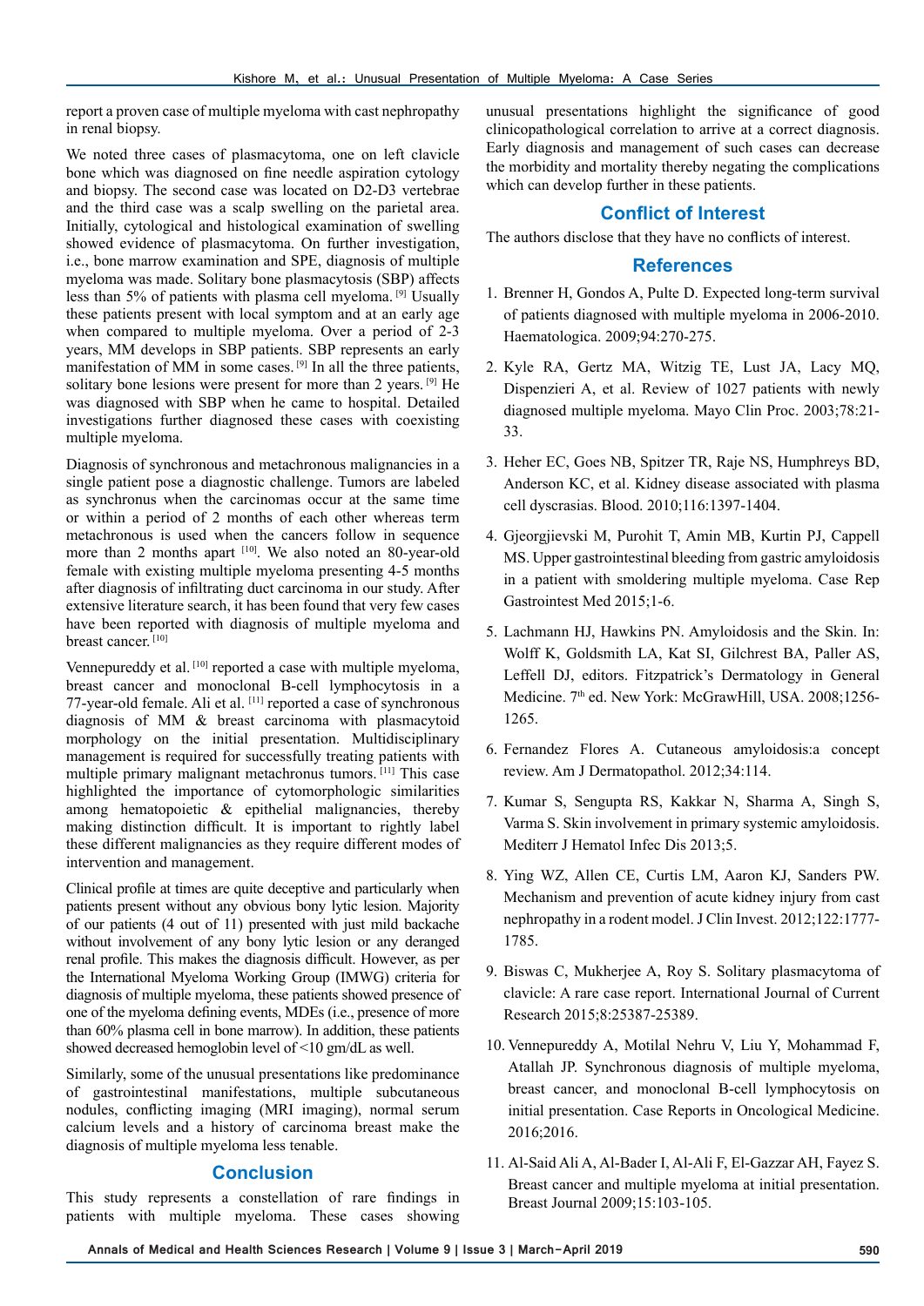report a proven case of multiple myeloma with cast nephropathy in renal biopsy.

We noted three cases of plasmacytoma, one on left clavicle bone which was diagnosed on fine needle aspiration cytology and biopsy. The second case was located on D2-D3 vertebrae and the third case was a scalp swelling on the parietal area. Initially, cytological and histological examination of swelling showed evidence of plasmacytoma. On further investigation, i.e., bone marrow examination and SPE, diagnosis of multiple myeloma was made. Solitary bone plasmacytosis (SBP) affects less than 5% of patients with plasma cell myeloma.[9] Usually these patients present with local symptom and at an early age when compared to multiple myeloma. Over a period of 2-3 years, MM develops in SBP patients. SBP represents an early manifestation of MM in some cases.[9] In all the three patients, solitary bone lesions were present for more than 2 years.[9] He was diagnosed with SBP when he came to hospital. Detailed investigations further diagnosed these cases with coexisting multiple myeloma.

Diagnosis of synchronous and metachronous malignancies in a single patient pose a diagnostic challenge. Tumors are labeled as synchronus when the carcinomas occur at the same time or within a period of 2 months of each other whereas term metachronous is used when the cancers follow in sequence more than 2 months apart [10]. We also noted an 80-year-old female with existing multiple myeloma presenting 4-5 months after diagnosis of infiltrating duct carcinoma in our study. After extensive literature search, it has been found that very few cases have been reported with diagnosis of multiple myeloma and breast cancer.[10]

Vennepureddy et al.[10] reported a case with multiple myeloma, breast cancer and monoclonal B-cell lymphocytosis in a 77-year-old female. Ali et al.[11] reported a case of synchronous diagnosis of MM & breast carcinoma with plasmacytoid morphology on the initial presentation. Multidisciplinary management is required for successfully treating patients with multiple primary malignant metachronus tumors.[11] This case highlighted the importance of cytomorphologic similarities among hematopoietic & epithelial malignancies, thereby making distinction difficult. It is important to rightly label these different malignancies as they require different modes of intervention and management.

Clinical profile at times are quite deceptive and particularly when patients present without any obvious bony lytic lesion. Majority of our patients (4 out of 11) presented with just mild backache without involvement of any bony lytic lesion or any deranged renal profile. This makes the diagnosis difficult. However, as per the International Myeloma Working Group (IMWG) criteria for diagnosis of multiple myeloma, these patients showed presence of one of the myeloma defining events, MDEs (i.e., presence of more than 60% plasma cell in bone marrow). In addition, these patients showed decreased hemoglobin level of <10 gm/dL as well.

Similarly, some of the unusual presentations like predominance of gastrointestinal manifestations, multiple subcutaneous nodules, conflicting imaging (MRI imaging), normal serum calcium levels and a history of carcinoma breast make the diagnosis of multiple myeloma less tenable.

## Conclusion

This study represents a constellation of rare findings in patients with multiple myeloma. These cases showing unusual presentations highlight the significance of good clinicopathological correlation to arrive at a correct diagnosis. Early diagnosis and management of such cases can decrease the morbidity and mortality thereby negating the complications which can develop further in these patients.

## Conflict of Interest

The authors disclose that they have no conflicts of interest.

## References

1. Brenner H, Gondos A, Pulte D. Expected long-term survival of patients diagnosed with multiple myeloma in 2006-2010. Haematologica. 2009;94:270-275.
2. Kyle RA, Gertz MA, Witzig TE, Lust JA, Lacy MQ, Dispenzieri A, et al. Review of 1027 patients with newly diagnosed multiple myeloma. Mayo Clin Proc. 2003;78:21-33.
3. Heher EC, Goes NB, Spitzer TR, Raje NS, Humphreys BD, Anderson KC, et al. Kidney disease associated with plasma cell dyscrasias. Blood. 2010;116:1397-1404.
4. Gjeorgjievski M, Purohit T, Amin MB, Kurtin PJ, Cappell MS. Upper gastrointestinal bleeding from gastric amyloidosis in a patient with smoldering multiple myeloma. Case Rep Gastrointest Med 2015;1-6.
5. Lachmann HJ, Hawkins PN. Amyloidosis and the Skin. In: Wolff K, Goldsmith LA, Kat SI, Gilchrest BA, Paller AS, Leffell DJ, editors. Fitzpatrick's Dermatology in General Medicine. 7th ed. New York: McGrawHill, USA. 2008;1256-1265.
6. Fernandez Flores A. Cutaneous amyloidosis:a concept review. Am J Dermatopathol. 2012;34:114.
7. Kumar S, Sengupta RS, Kakkar N, Sharma A, Singh S, Varma S. Skin involvement in primary systemic amyloidosis. Mediterr J Hematol Infec Dis 2013;5.
8. Ying WZ, Allen CE, Curtis LM, Aaron KJ, Sanders PW. Mechanism and prevention of acute kidney injury from cast nephropathy in a rodent model. J Clin Invest. 2012;122:1777-1785.
9. Biswas C, Mukherjee A, Roy S. Solitary plasmacytoma of clavicle: A rare case report. International Journal of Current Research 2015;8:25387-25389.
10. Vennepureddy A, Motilal Nehru V, Liu Y, Mohammad F, Atallah JP. Synchronous diagnosis of multiple myeloma, breast cancer, and monoclonal B-cell lymphocytosis on initial presentation. Case Reports in Oncological Medicine. 2016;2016.
11. Al-Said Ali A, Al-Bader I, Al-Ali F, El-Gazzar AH, Fayez S. Breast cancer and multiple myeloma at initial presentation. Breast Journal 2009;15:103-105.